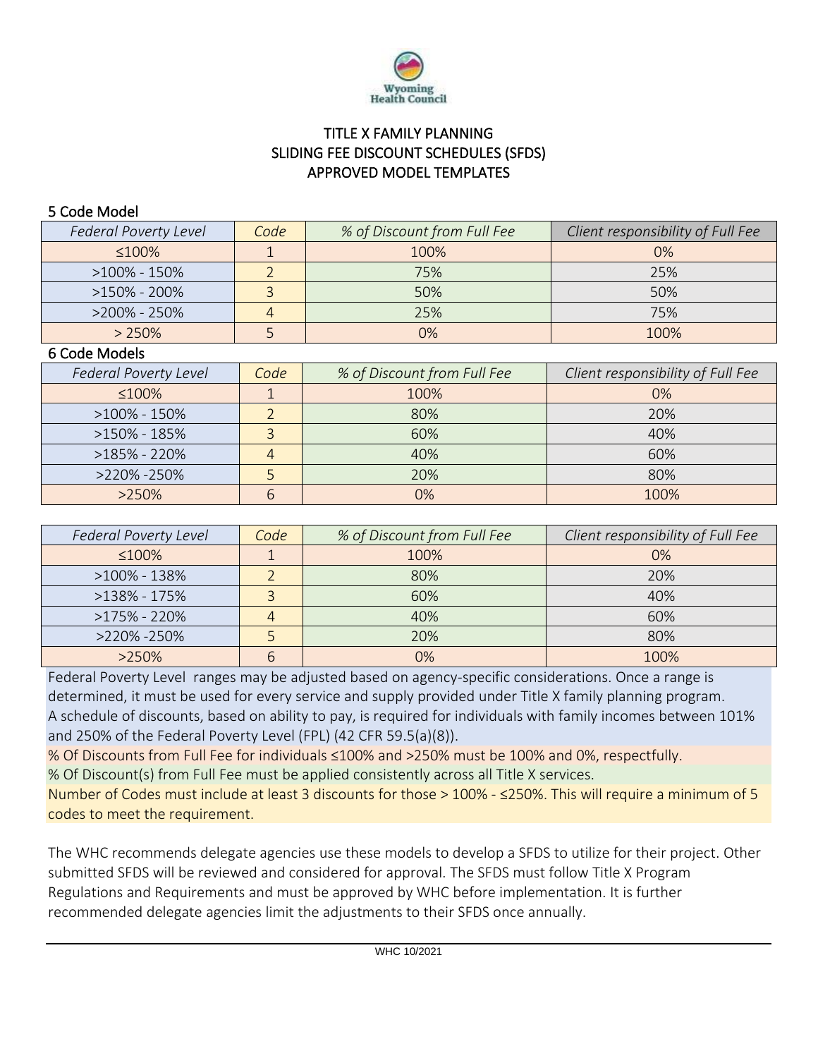Wyoming Health Council

# TITLE X FAMILY PLANNING
# SLIDING FEE DISCOUNT SCHEDULES (SFDS)
# APPROVED MODEL TEMPLATES

## 5 Code Model

| *Federal Poverty Level* | *Code* | *% of Discount from Full Fee* | *Client responsibility of Full Fee* |
|---|---|---|---|
| ≤100% | 1 | 100% | 0% |
| >100% - 150% | 2 | 75% | 25% |
| >150% - 200% | 3 | 50% | 50% |
| >200% - 250% | 4 | 25% | 75% |
| > 250% | 5 | 0% | 100% |

## 6 Code Models

| *Federal Poverty Level* | *Code* | *% of Discount from Full Fee* | *Client responsibility of Full Fee* |
|---|---|---|---|
| ≤100% | 1 | 100% | 0% |
| >100% - 150% | 2 | 80% | 20% |
| >150% - 185% | 3 | 60% | 40% |
| >185% - 220% | 4 | 40% | 60% |
| >220% -250% | 5 | 20% | 80% |
| >250% | 6 | 0% | 100% |

| *Federal Poverty Level* | *Code* | *% of Discount from Full Fee* | *Client responsibility of Full Fee* |
|---|---|---|---|
| ≤100% | 1 | 100% | 0% |
| >100% - 138% | 2 | 80% | 20% |
| >138% - 175% | 3 | 60% | 40% |
| >175% - 220% | 4 | 40% | 60% |
| >220% -250% | 5 | 20% | 80% |
| >250% | 6 | 0% | 100% |

Federal Poverty Level ranges may be adjusted based on agency-specific considerations. Once a range is determined, it must be used for every service and supply provided under Title X family planning program. A schedule of discounts, based on ability to pay, is required for individuals with family incomes between 101% and 250% of the Federal Poverty Level (FPL) (42 CFR 59.5(a)(8)).

% Of Discounts from Full Fee for individuals ≤100% and >250% must be 100% and 0%, respectfully.

% Of Discount(s) from Full Fee must be applied consistently across all Title X services.

Number of Codes must include at least 3 discounts for those > 100% - ≤250%. This will require a minimum of 5 codes to meet the requirement.

The WHC recommends delegate agencies use these models to develop a SFDS to utilize for their project. Other submitted SFDS will be reviewed and considered for approval. The SFDS must follow Title X Program Regulations and Requirements and must be approved by WHC before implementation. It is further recommended delegate agencies limit the adjustments to their SFDS once annually.

WHC 10/2021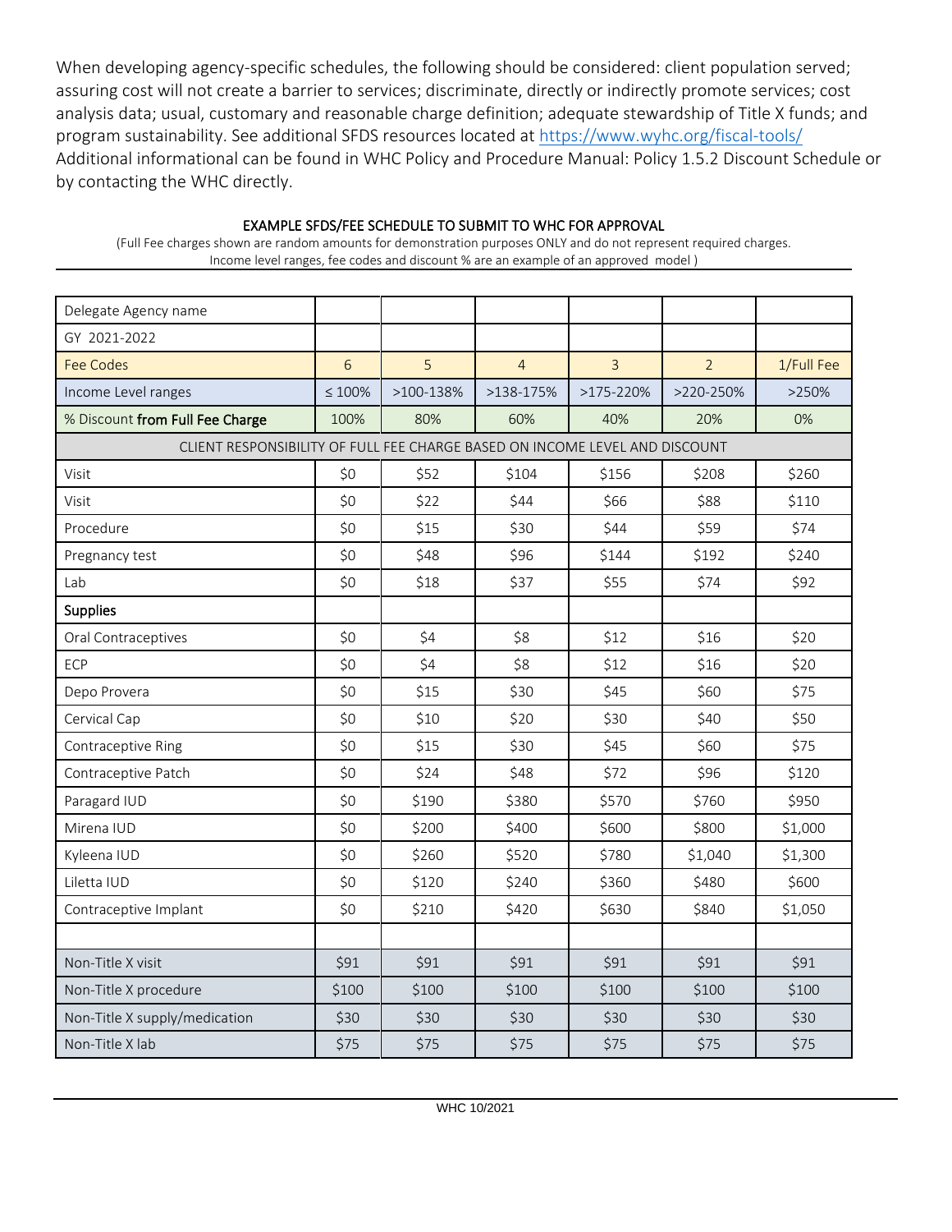When developing agency-specific schedules, the following should be considered: client population served; assuring cost will not create a barrier to services; discriminate, directly or indirectly promote services; cost analysis data; usual, customary and reasonable charge definition; adequate stewardship of Title X funds; and program sustainability. See additional SFDS resources located at https://www.wyhc.org/fiscal-tools/ Additional informational can be found in WHC Policy and Procedure Manual: Policy 1.5.2 Discount Schedule or by contacting the WHC directly.

## EXAMPLE SFDS/FEE SCHEDULE TO SUBMIT TO WHC FOR APPROVAL

(Full Fee charges shown are random amounts for demonstration purposes ONLY and do not represent required charges. Income level ranges, fee codes and discount % are an example of an approved model )

| | | | | | | |
|---|---|---|---|---|---|---|
| Delegate Agency name | | | | | | |
| GY 2021-2022 | | | | | | |
| Fee Codes | 6 | 5 | 4 | 3 | 2 | 1/Full Fee |
| Income Level ranges | ≤ 100% | >100-138% | >138-175% | >175-220% | >220-250% | >250% |
| % Discount **from Full Fee Charge** | 100% | 80% | 60% | 40% | 20% | 0% |
| CLIENT RESPONSIBILITY OF FULL FEE CHARGE BASED ON INCOME LEVEL AND DISCOUNT | | | | | | |
| Visit | $0 | $52 | $104 | $156 | $208 | $260 |
| Visit | $0 | $22 | $44 | $66 | $88 | $110 |
| Procedure | $0 | $15 | $30 | $44 | $59 | $74 |
| Pregnancy test | $0 | $48 | $96 | $144 | $192 | $240 |
| Lab | $0 | $18 | $37 | $55 | $74 | $92 |
| **Supplies** | | | | | | |
| Oral Contraceptives | $0 | $4 | $8 | $12 | $16 | $20 |
| ECP | $0 | $4 | $8 | $12 | $16 | $20 |
| Depo Provera | $0 | $15 | $30 | $45 | $60 | $75 |
| Cervical Cap | $0 | $10 | $20 | $30 | $40 | $50 |
| Contraceptive Ring | $0 | $15 | $30 | $45 | $60 | $75 |
| Contraceptive Patch | $0 | $24 | $48 | $72 | $96 | $120 |
| Paragard IUD | $0 | $190 | $380 | $570 | $760 | $950 |
| Mirena IUD | $0 | $200 | $400 | $600 | $800 | $1,000 |
| Kyleena IUD | $0 | $260 | $520 | $780 | $1,040 | $1,300 |
| Liletta IUD | $0 | $120 | $240 | $360 | $480 | $600 |
| Contraceptive Implant | $0 | $210 | $420 | $630 | $840 | $1,050 |
| | | | | | | |
| Non-Title X visit | $91 | $91 | $91 | $91 | $91 | $91 |
| Non-Title X procedure | $100 | $100 | $100 | $100 | $100 | $100 |
| Non-Title X supply/medication | $30 | $30 | $30 | $30 | $30 | $30 |
| Non-Title X lab | $75 | $75 | $75 | $75 | $75 | $75 |

WHC 10/2021